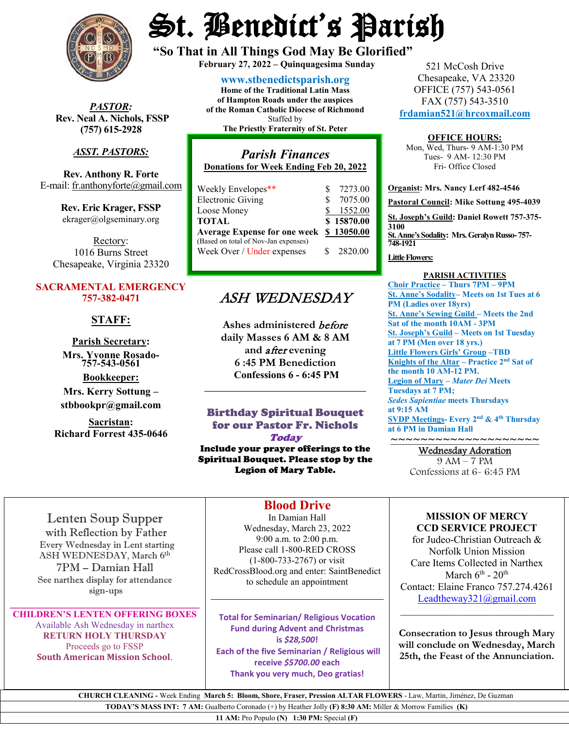# St. Benedict's Parish

**"So That in All Things God May Be Glorified"**

**February 27, 2022 – Quinquagesima Sunday**

**www.stbenedictsparish.org**

**Home of the Traditional Latin Mass of Hampton Roads under the auspices of the Roman Catholic Diocese of Richmond**

Staffed by

**The Priestly Fraternity of St. Peter**

521 McCosh Drive
Chesapeake, VA 23320
OFFICE (757) 543-0561
FAX (757) 543-3510
frdamian521@hrcoxmail.com

***PASTOR:***
**Rev. Neal A. Nichols, FSSP**
**(757) 615-2928**

***ASST. PASTORS:***

**Rev. Anthony R. Forte**
E-mail: fr.anthonyforte@gmail.com

**Rev. Eric Krager, FSSP**
ekrager@olgseminary.org

Rectory:
1016 Burns Street
Chesapeake, Virginia 23320

**SACRAMENTAL EMERGENCY**
**757-382-0471**

**STAFF:**

**Parish Secretary:**
**Mrs. Yvonne Rosado-757-543-0561**

**Bookkeeper:**
**Mrs. Kerry Sottung – stbbookpr@gmail.com**

**Sacristan:**
**Richard Forrest 435-0646**

## *Parish Finances*

**Donations for Week Ending Feb 20, 2022**

| | |
|---|---|
| Weekly Envelopes** | $ 7273.00 |
| Electronic Giving | $ 7075.00 |
| Loose Money | $ 1552.00 |
| **TOTAL** | **$ 15870.00** |
| **Average Expense for one week** (Based on total of Nov-Jan expenses) | **$ 13050.00** |
| Week Over / Under expenses | $ 2820.00 |

## ASH WEDNESDAY

**Ashes administered *before* daily Masses 6 AM & 8 AM and *after* evening 6 :45 PM Benediction**
**Confessions 6 - 6:45 PM**

---

**Birthday Spiritual Bouquet for our Pastor Fr. Nichols**
***Today***
**Include your prayer offerings to the Spiritual Bouquet. Please stop by the Legion of Mary Table.**

**OFFICE HOURS:**
Mon, Wed, Thurs- 9 AM-1:30 PM
Tues- 9 AM- 12:30 PM
Fri- Office Closed

**Organist: Mrs. Nancy Lerf 482-4546**

**Pastoral Council: Mike Sottung 495-4039**

**St. Joseph's Guild: Daniel Rowett 757-375-3100**

**St. Anne's Sodality: Mrs. Geralyn Russo- 757-748-1921**

**Little Flowers:**

**PARISH ACTIVITIES**

**Choir Practice – Thurs 7PM – 9PM**
**St. Anne's Sodality– Meets on 1st Tues at 6 PM (Ladies over 18yrs)**
**St. Anne's Sewing Guild – Meets the 2nd Sat of the month 10AM - 3PM**
**St. Joseph's Guild – Meets on 1st Tuesday at 7 PM (Men over 18 yrs.)**
**Little Flowers Girls' Group –TBD**
**Knights of the Altar – Practice 2nd Sat of the month 10 AM-12 PM.**
**Legion of Mary – *Mater Dei* Meets Tuesdays at 7 PM;**
***Sedes Sapientiae* meets Thursdays at 9:15 AM**
**SVDP Meetings- Every 2nd & 4th Thursday at 6 PM in Damian Hall**

~~~~~~~~~~~~~~~~~~~~~

Wednesday Adoration
9 AM – 7 PM
Confessions at 6- 6:45 PM

---

Lenten Soup Supper
with Reflection by Father
Every Wednesday in Lent starting
ASH WEDNESDAY, March 6th
7PM – Damian Hall
See narthex display for attendance sign-ups

---

**CHILDREN'S LENTEN OFFERING BOXES**
Available Ash Wednesday in narthex
**RETURN HOLY THURSDAY**
Proceeds go to FSSP
**South American Mission School.**

**Blood Drive**
In Damian Hall
Wednesday, March 23, 2022
9:00 a.m. to 2:00 p.m.
Please call 1-800-RED CROSS (1-800-733-2767) or visit RedCrossBlood.org and enter: SaintBenedict to schedule an appointment

---

**Total for Seminarian/ Religious Vocation Fund during Advent and Christmas is *$28,500*!**
**Each of the five Seminarian / Religious will receive *$5700.00* each**
**Thank you very much, Deo gratias!**

**MISSION OF MERCY**
**CCD SERVICE PROJECT**
for Judeo-Christian Outreach & Norfolk Union Mission
Care Items Collected in Narthex
March 6th - 20th
Contact: Elaine Franco 757.274.4261
Leadtheway321@gmail.com

---

**Consecration to Jesus through Mary will conclude on Wednesday, March 25th, the Feast of the Annunciation.**

---

**CHURCH CLEANING** - Week Ending **March 5: Bloom, Shore, Fraser, Pression ALTAR FLOWERS** - Law, Martin, Jiménez, De Guzman

**TODAY'S MASS INT: 7 AM:** Gualberto Coronado (+) by Heather Jolly **(F) 8:30 AM:** Miller & Morrow Families **(K)**

**11 AM:** Pro Populo **(N) 1:30 PM:** Special **(F)**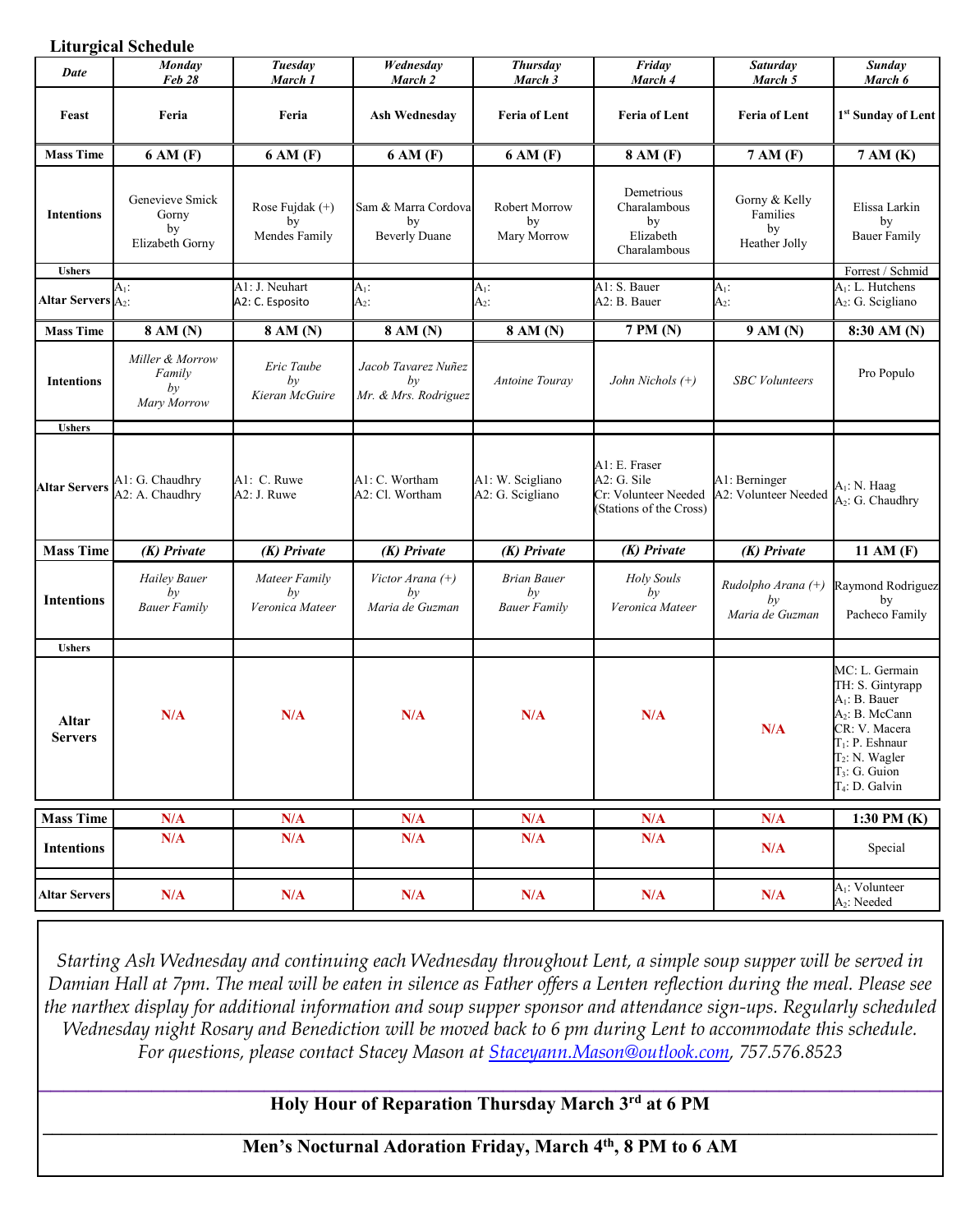## Liturgical Schedule

| Date | Monday Feb 28 | Tuesday March 1 | Wednesday March 2 | Thursday March 3 | Friday March 4 | Saturday March 5 | Sunday March 6 |
|---|---|---|---|---|---|---|---|
| Feast | Feria | Feria | Ash Wednesday | Feria of Lent | Feria of Lent | Feria of Lent | 1st Sunday of Lent |
| Mass Time | 6 AM (F) | 6 AM (F) | 6 AM (F) | 6 AM (F) | 8 AM (F) | 7 AM (F) | 7 AM (K) |
| Intentions | Genevieve Smick Gorny by Elizabeth Gorny | Rose Fujdak (+) by Mendes Family | Sam & Marra Cordova by Beverly Duane | Robert Morrow by Mary Morrow | Demetrious Charalambous by Elizabeth Charalambous | Gorny & Kelly Families by Heather Jolly | Elissa Larkin by Bauer Family |
| Ushers | | | | | | | Forrest / Schmid |
| Altar Servers | $A_1$: $A_2$: | A1: J. Neuhart A2: C. Esposito | $A_1$: $A_2$: | $A_1$: $A_2$: | A1: S. Bauer A2: B. Bauer | $A_1$: $A_2$: | $A_1$: L. Hutchens $A_2$: G. Scigliano |
| Mass Time | 8 AM (N) | 8 AM (N) | 8 AM (N) | 8 AM (N) | 7 PM (N) | 9 AM (N) | 8:30 AM (N) |
| Intentions | *Miller & Morrow Family by Mary Morrow* | *Eric Taube by Kieran McGuire* | *Jacob Tavarez Nuñez by Mr. & Mrs. Rodriguez* | *Antoine Touray* | *John Nichols (+)* | *SBC Volunteers* | Pro Populo |
| Ushers | | | | | | | |
| Altar Servers | A1: G. Chaudhry A2: A. Chaudhry | A1: C. Ruwe A2: J. Ruwe | A1: C. Wortham A2: Cl. Wortham | A1: W. Scigliano A2: G. Scigliano | A1: E. Fraser A2: G. Sile Cr: Volunteer Needed (Stations of the Cross) | A1: Berninger A2: Volunteer Needed | $A_1$: N. Haag $A_2$: G. Chaudhry |
| Mass Time | *(K) Private* | *(K) Private* | *(K) Private* | *(K) Private* | *(K) Private* | *(K) Private* | 11 AM (F) |
| Intentions | *Hailey Bauer by Bauer Family* | *Mateer Family by Veronica Mateer* | *Victor Arana (+) by Maria de Guzman* | *Brian Bauer by Bauer Family* | *Holy Souls by Veronica Mateer* | *Rudolpho Arana (+) by Maria de Guzman* | Raymond Rodriguez by Pacheco Family |
| Ushers | | | | | | | |
| Altar Servers | N/A | N/A | N/A | N/A | N/A | N/A | MC: L. Germain TH: S. Gintyrapp $A_1$: B. Bauer $A_2$: B. McCann CR: V. Macera $T_1$: P. Eshnaur $T_2$: N. Wagler $T_3$: G. Guion $T_4$: D. Galvin |
| Mass Time | N/A | N/A | N/A | N/A | N/A | N/A | 1:30 PM (K) |
| Intentions | N/A | N/A | N/A | N/A | N/A | N/A | Special |
| Altar Servers | N/A | N/A | N/A | N/A | N/A | N/A | $A_1$: Volunteer $A_2$: Needed |

*Starting Ash Wednesday and continuing each Wednesday throughout Lent, a simple soup supper will be served in Damian Hall at 7pm. The meal will be eaten in silence as Father offers a Lenten reflection during the meal. Please see the narthex display for additional information and soup supper sponsor and attendance sign-ups. Regularly scheduled Wednesday night Rosary and Benediction will be moved back to 6 pm during Lent to accommodate this schedule. For questions, please contact Stacey Mason at Staceyann.Mason@outlook.com, 757.576.8523*

**Holy Hour of Reparation Thursday March 3rd at 6 PM**

**Men's Nocturnal Adoration Friday, March 4th, 8 PM to 6 AM**